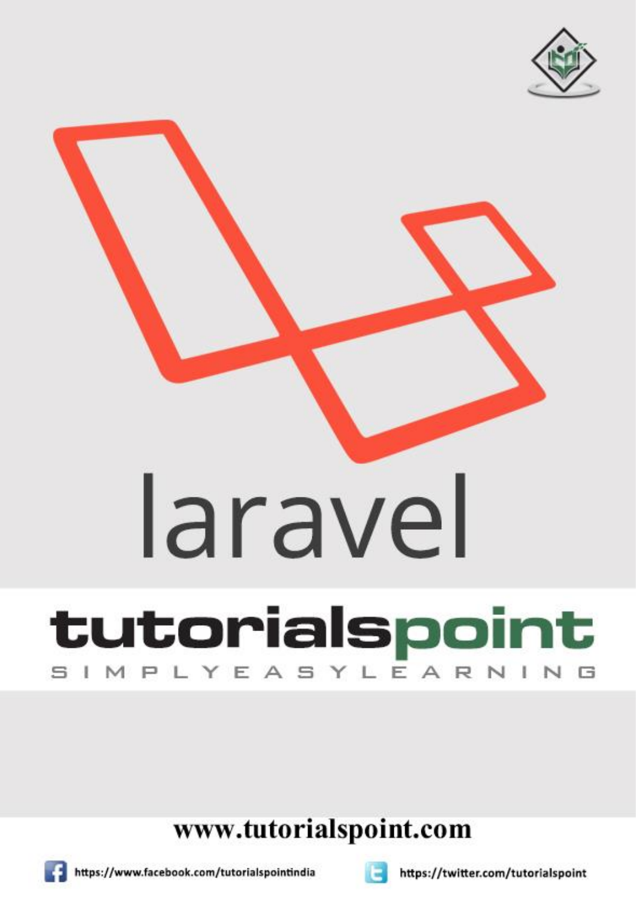# laravel

**tutorialspoint**

SIMPLYEASYLEARNING

www.tutorialspoint.com

https://www.facebook.com/tutorialspointindia

https://twitter.com/tutorialspoint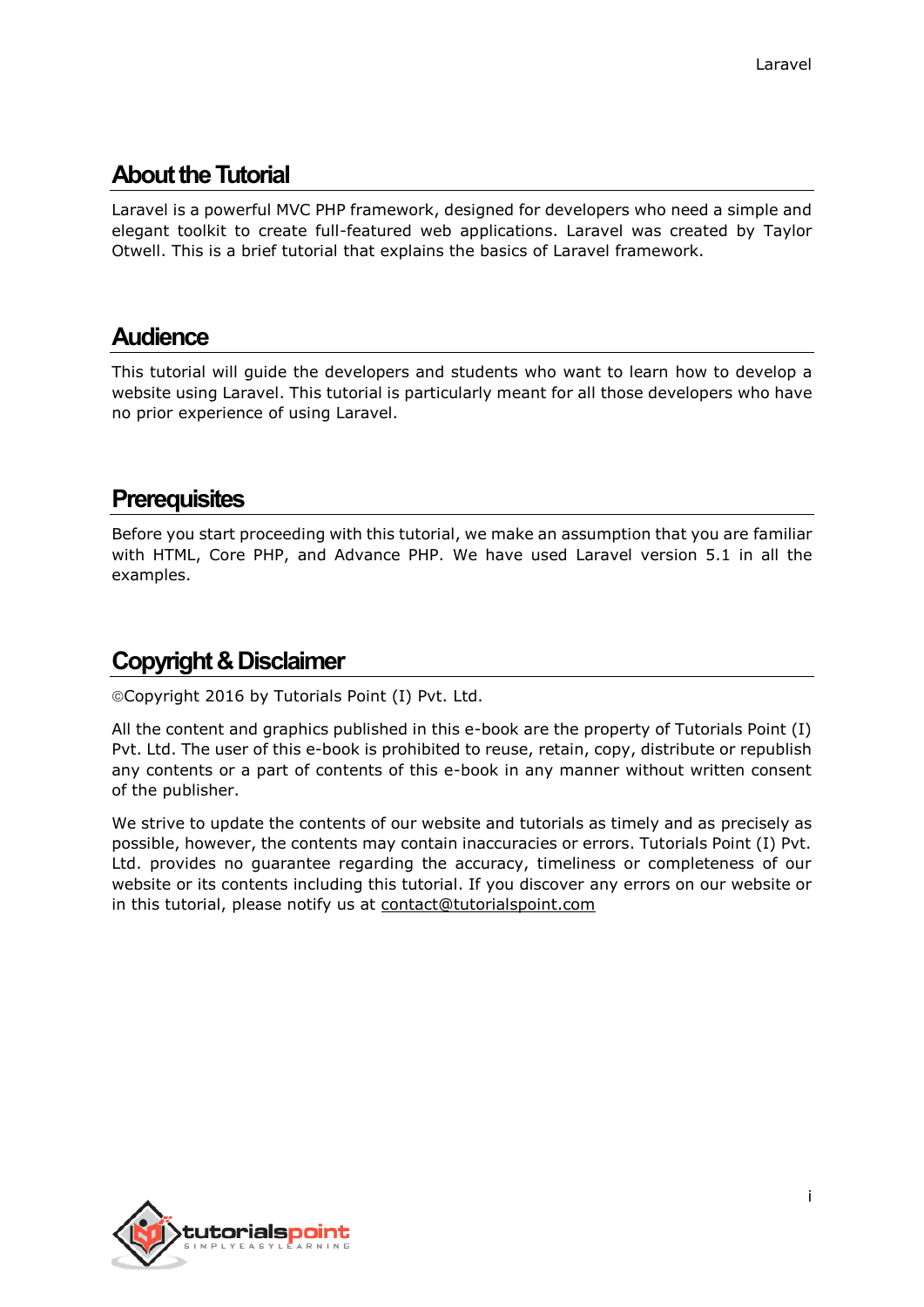# About the Tutorial

Laravel is a powerful MVC PHP framework, designed for developers who need a simple and elegant toolkit to create full-featured web applications. Laravel was created by Taylor Otwell. This is a brief tutorial that explains the basics of Laravel framework.

# Audience

This tutorial will guide the developers and students who want to learn how to develop a website using Laravel. This tutorial is particularly meant for all those developers who have no prior experience of using Laravel.

# Prerequisites

Before you start proceeding with this tutorial, we make an assumption that you are familiar with HTML, Core PHP, and Advance PHP. We have used Laravel version 5.1 in all the examples.

# Copyright & Disclaimer

©Copyright 2016 by Tutorials Point (I) Pvt. Ltd.

All the content and graphics published in this e-book are the property of Tutorials Point (I) Pvt. Ltd. The user of this e-book is prohibited to reuse, retain, copy, distribute or republish any contents or a part of contents of this e-book in any manner without written consent of the publisher.

We strive to update the contents of our website and tutorials as timely and as precisely as possible, however, the contents may contain inaccuracies or errors. Tutorials Point (I) Pvt. Ltd. provides no guarantee regarding the accuracy, timeliness or completeness of our website or its contents including this tutorial. If you discover any errors on our website or in this tutorial, please notify us at contact@tutorialspoint.com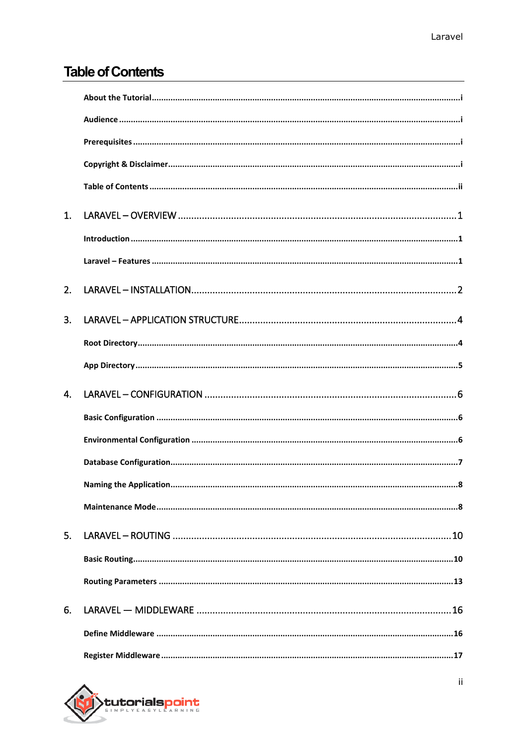# Table of Contents

About the Tutorial .................................................................................................................................... i

Audience .................................................................................................................................................. i

Prerequisites ............................................................................................................................................ i

Copyright & Disclaimer ............................................................................................................................ i

Table of Contents .................................................................................................................................... ii

1. LARAVEL – OVERVIEW ........................................................................................................... 1

Introduction .............................................................................................................................................. 1

Laravel – Features .................................................................................................................................... 1

2. LARAVEL – INSTALLATION ...................................................................................................... 2

3. LARAVEL – APPLICATION STRUCTURE ..................................................................................... 4

Root Directory .......................................................................................................................................... 4

App Directory ........................................................................................................................................... 5

4. LARAVEL – CONFIGURATION .................................................................................................. 6

Basic Configuration .................................................................................................................................. 6

Environmental Configuration .................................................................................................................. 6

Database Configuration ........................................................................................................................... 7

Naming the Application ........................................................................................................................... 8

Maintenance Mode .................................................................................................................................. 8

5. LARAVEL – ROUTING ............................................................................................................ 10

Basic Routing .......................................................................................................................................... 10

Routing Parameters ................................................................................................................................ 13

6. LARAVEL — MIDDLEWARE .................................................................................................... 16

Define Middleware ................................................................................................................................. 16

Register Middleware .............................................................................................................................. 17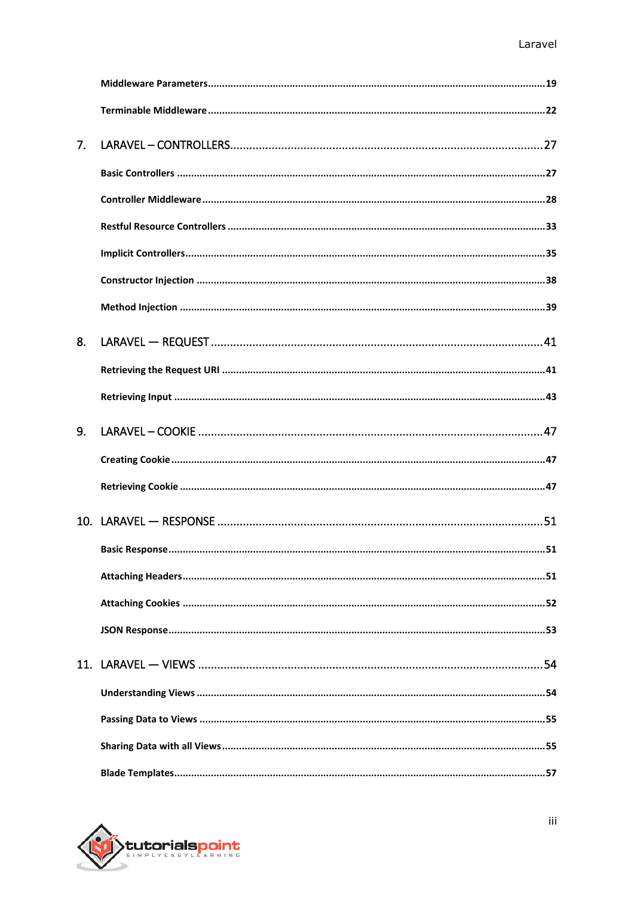Middleware Parameters ............................................................ 19

Terminable Middleware ............................................................ 22

7. LARAVEL – CONTROLLERS ............................................................ 27

Basic Controllers ............................................................ 27

Controller Middleware ............................................................ 28

Restful Resource Controllers ............................................................ 33

Implicit Controllers ............................................................ 35

Constructor Injection ............................................................ 38

Method Injection ............................................................ 39

8. LARAVEL — REQUEST ............................................................ 41

Retrieving the Request URI ............................................................ 41

Retrieving Input ............................................................ 43

9. LARAVEL – COOKIE ............................................................ 47

Creating Cookie ............................................................ 47

Retrieving Cookie ............................................................ 47

10. LARAVEL — RESPONSE ............................................................ 51

Basic Response ............................................................ 51

Attaching Headers ............................................................ 51

Attaching Cookies ............................................................ 52

JSON Response ............................................................ 53

11. LARAVEL — VIEWS ............................................................ 54

Understanding Views ............................................................ 54

Passing Data to Views ............................................................ 55

Sharing Data with all Views ............................................................ 55

Blade Templates ............................................................ 57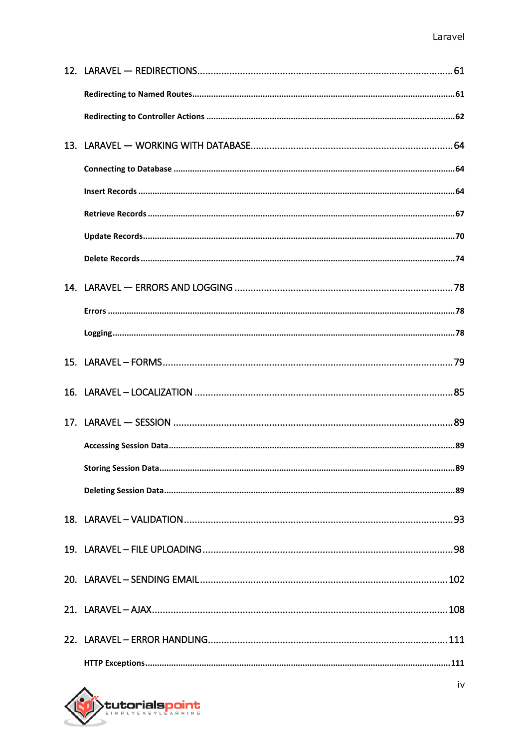12. LARAVEL — REDIRECTIONS .......................................................................................... 61

    **Redirecting to Named Routes** .......................................................................................... 61

    **Redirecting to Controller Actions** .................................................................................... 62

13. LARAVEL — WORKING WITH DATABASE .......................................................................... 64

    **Connecting to Database** ................................................................................................... 64

    **Insert Records** ................................................................................................................... 64

    **Retrieve Records** ................................................................................................................ 67

    **Update Records** .................................................................................................................. 70

    **Delete Records** ................................................................................................................... 74

14. LARAVEL — ERRORS AND LOGGING ................................................................................. 78

    **Errors** ................................................................................................................................. 78

    **Logging** ............................................................................................................................... 78

15. LARAVEL – FORMS ............................................................................................................ 79

16. LARAVEL – LOCALIZATION ................................................................................................ 85

17. LARAVEL — SESSION .......................................................................................................... 89

    **Accessing Session Data** ...................................................................................................... 89

    **Storing Session Data** ........................................................................................................... 89

    **Deleting Session Data** ......................................................................................................... 89

18. LARAVEL – VALIDATION ..................................................................................................... 93

19. LARAVEL – FILE UPLOADING ............................................................................................. 98

20. LARAVEL – SENDING EMAIL ............................................................................................. 102

21. LARAVEL – AJAX ............................................................................................................... 108

22. LARAVEL – ERROR HANDLING ......................................................................................... 111

    **HTTP Exceptions** ............................................................................................................... 111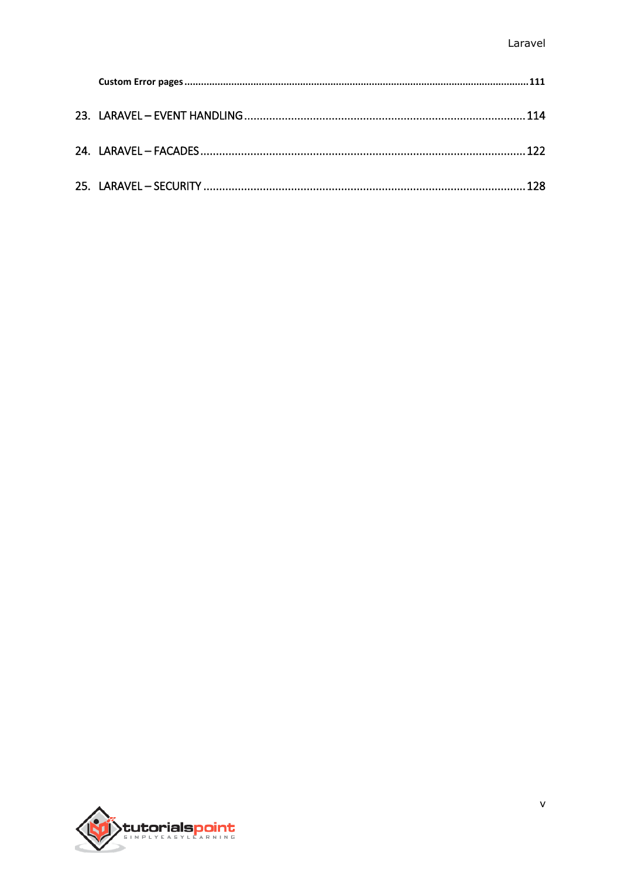Custom Error pages ............................................................................................................................. 111

23. LARAVEL – EVENT HANDLING ........................................................................................ 114

24. LARAVEL – FACADES ..................................................................................................... 122

25. LARAVEL – SECURITY ..................................................................................................... 128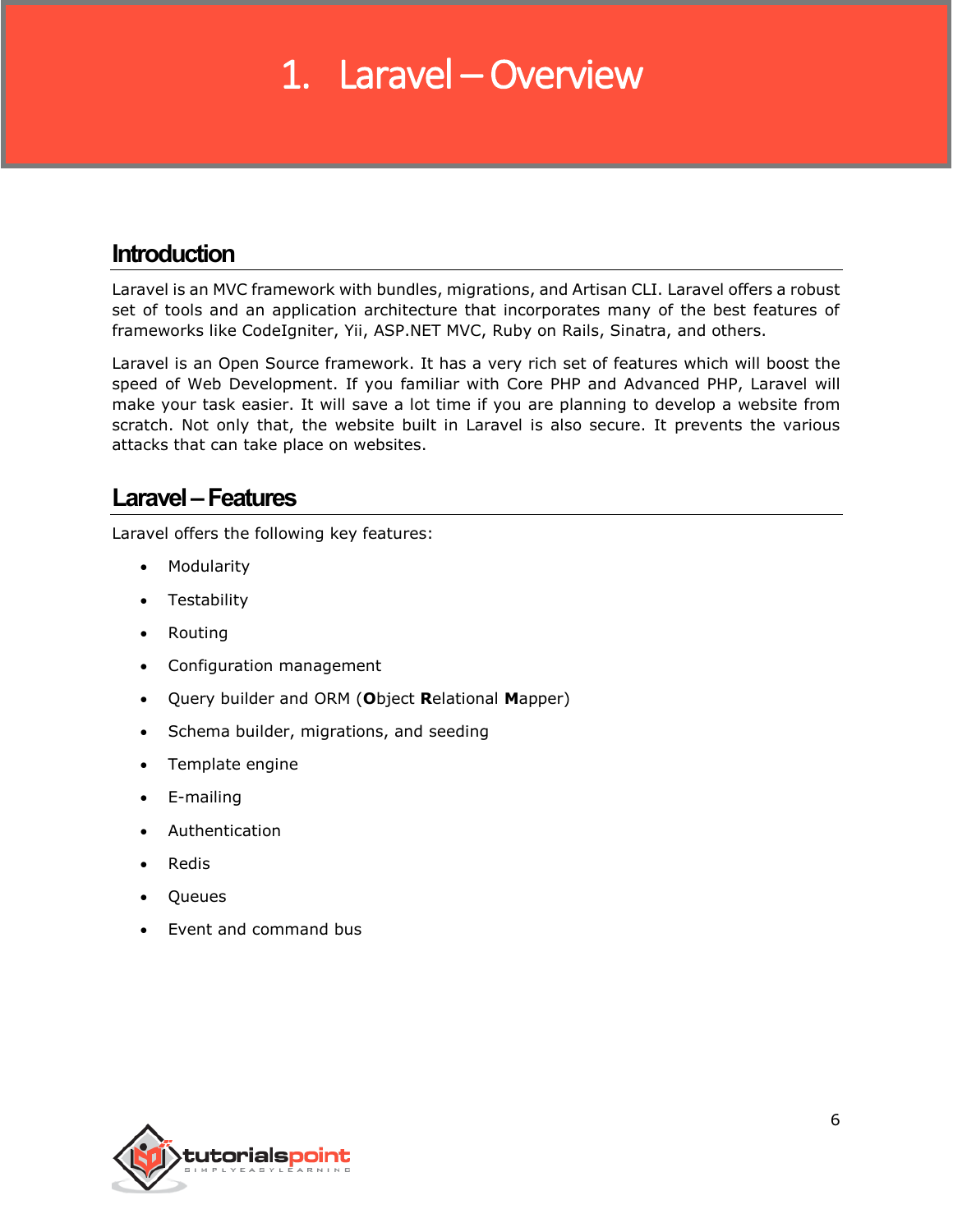# 1. Laravel – Overview

## Introduction

Laravel is an MVC framework with bundles, migrations, and Artisan CLI. Laravel offers a robust set of tools and an application architecture that incorporates many of the best features of frameworks like CodeIgniter, Yii, ASP.NET MVC, Ruby on Rails, Sinatra, and others.

Laravel is an Open Source framework. It has a very rich set of features which will boost the speed of Web Development. If you familiar with Core PHP and Advanced PHP, Laravel will make your task easier. It will save a lot time if you are planning to develop a website from scratch. Not only that, the website built in Laravel is also secure. It prevents the various attacks that can take place on websites.

## Laravel – Features

Laravel offers the following key features:

- Modularity
- Testability
- Routing
- Configuration management
- Query builder and ORM (**O**bject **R**elational **M**apper)
- Schema builder, migrations, and seeding
- Template engine
- E-mailing
- Authentication
- Redis
- Queues
- Event and command bus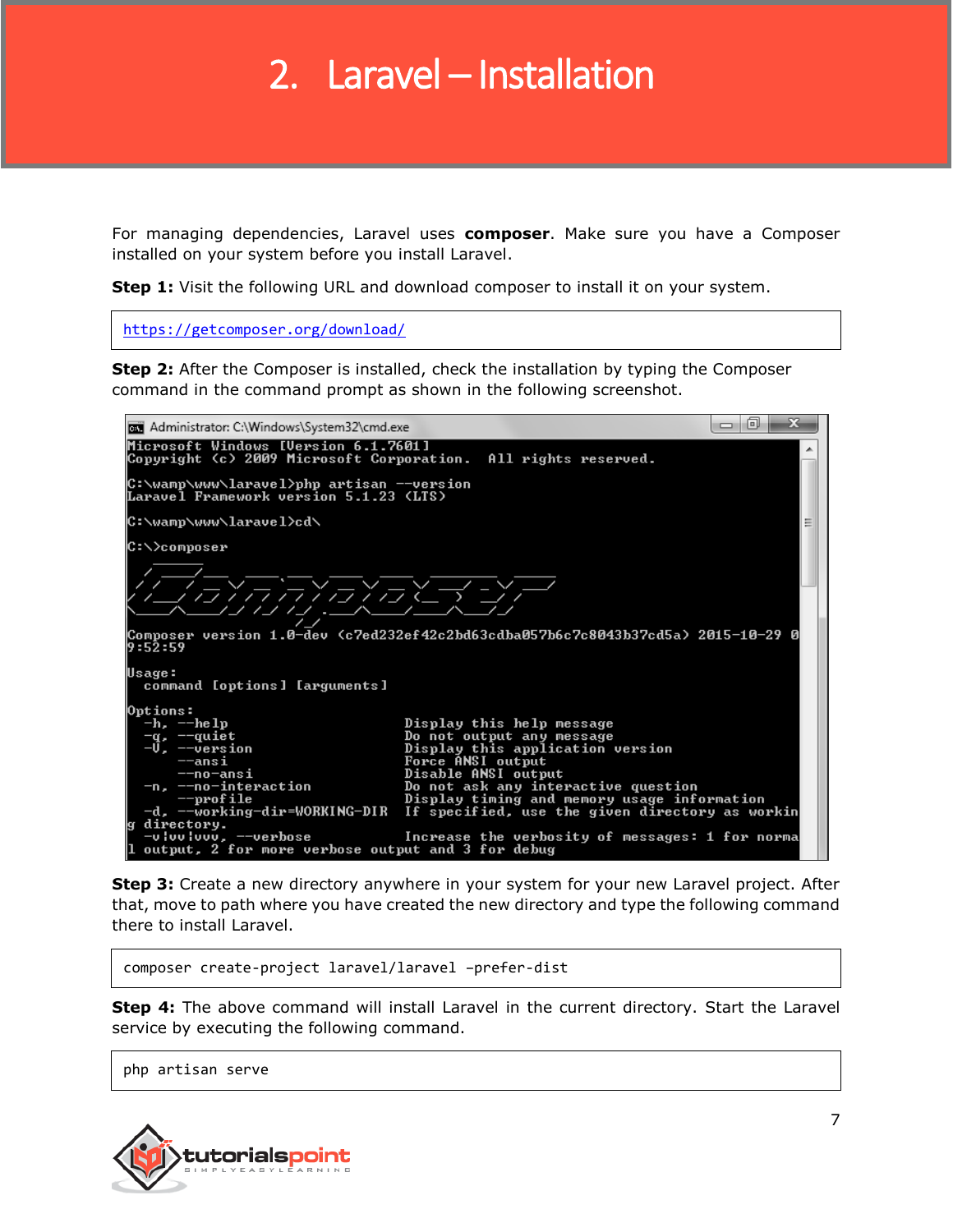# 2. Laravel – Installation

For managing dependencies, Laravel uses **composer**. Make sure you have a Composer installed on your system before you install Laravel.

**Step 1:** Visit the following URL and download composer to install it on your system.

```
https://getcomposer.org/download/
```

**Step 2:** After the Composer is installed, check the installation by typing the Composer command in the command prompt as shown in the following screenshot.

```
Microsoft Windows [Version 6.1.7601]
Copyright (c) 2009 Microsoft Corporation.  All rights reserved.

C:\wamp\www\laravel>php artisan --version
Laravel Framework version 5.1.23 (LTS)

C:\wamp\www\laravel>cd\

C:\>composer

Composer version 1.0-dev (c7ed232ef42c2bd63cdba057b6c7c8043b37cd5a) 2015-10-29 09:52:59

Usage:
  command [options] [arguments]

Options:
  -h, --help                     Display this help message
  -q, --quiet                    Do not output any message
  -V, --version                  Display this application version
      --ansi                     Force ANSI output
      --no-ansi                  Disable ANSI output
  -n, --no-interaction           Do not ask any interactive question
      --profile                  Display timing and memory usage information
  -d, --working-dir=WORKING-DIR  If specified, use the given directory as working directory.
  -v|vv|vvv, --verbose           Increase the verbosity of messages: 1 for normal output, 2 for more verbose output and 3 for debug
```

**Step 3:** Create a new directory anywhere in your system for your new Laravel project. After that, move to path where you have created the new directory and type the following command there to install Laravel.

```
composer create-project laravel/laravel –prefer-dist
```

**Step 4:** The above command will install Laravel in the current directory. Start the Laravel service by executing the following command.

```
php artisan serve
```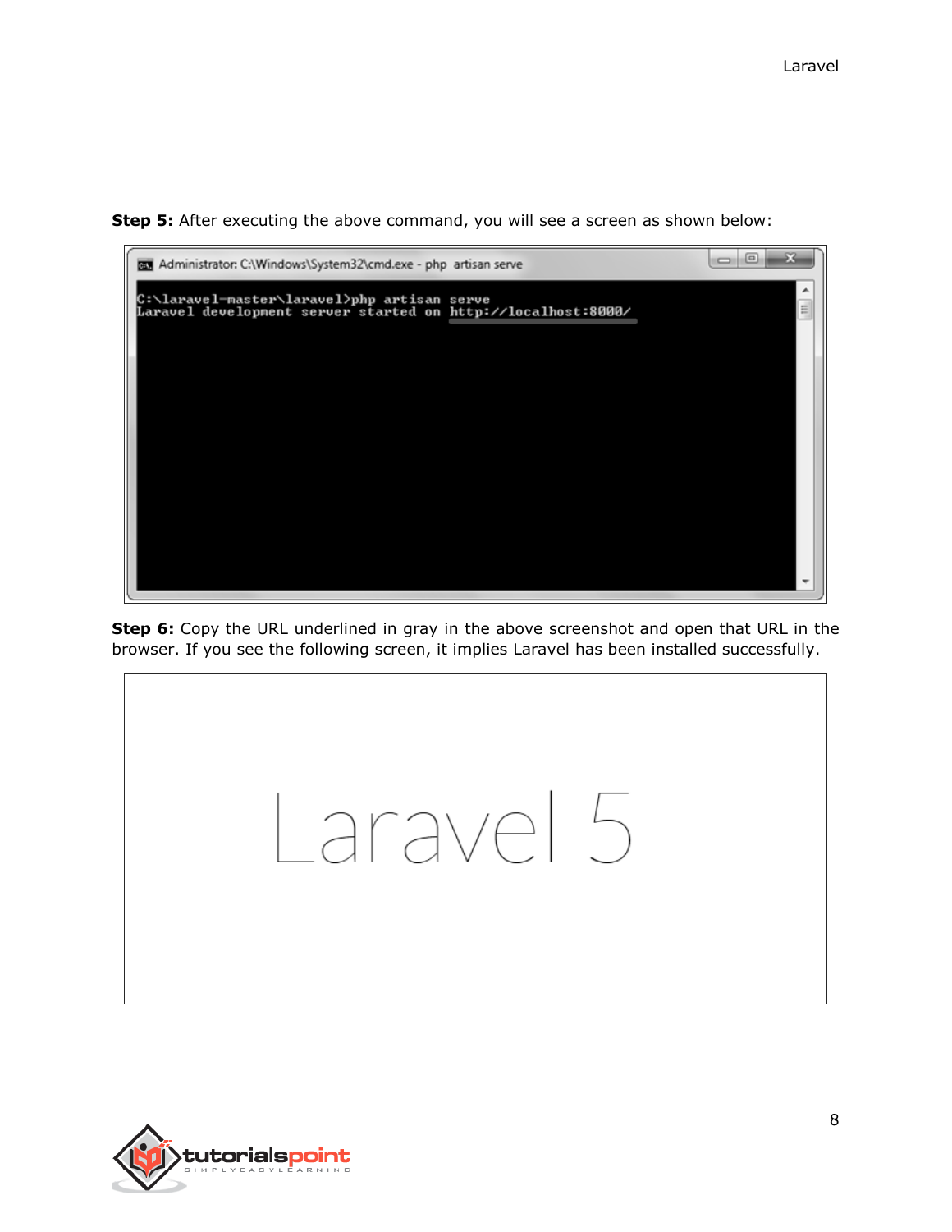**Step 5:** After executing the above command, you will see a screen as shown below:

```
C:\laravel-master\laravel>php artisan serve
Laravel development server started on http://localhost:8000/
```

**Step 6:** Copy the URL underlined in gray in the above screenshot and open that URL in the browser. If you see the following screen, it implies Laravel has been installed successfully.

Laravel 5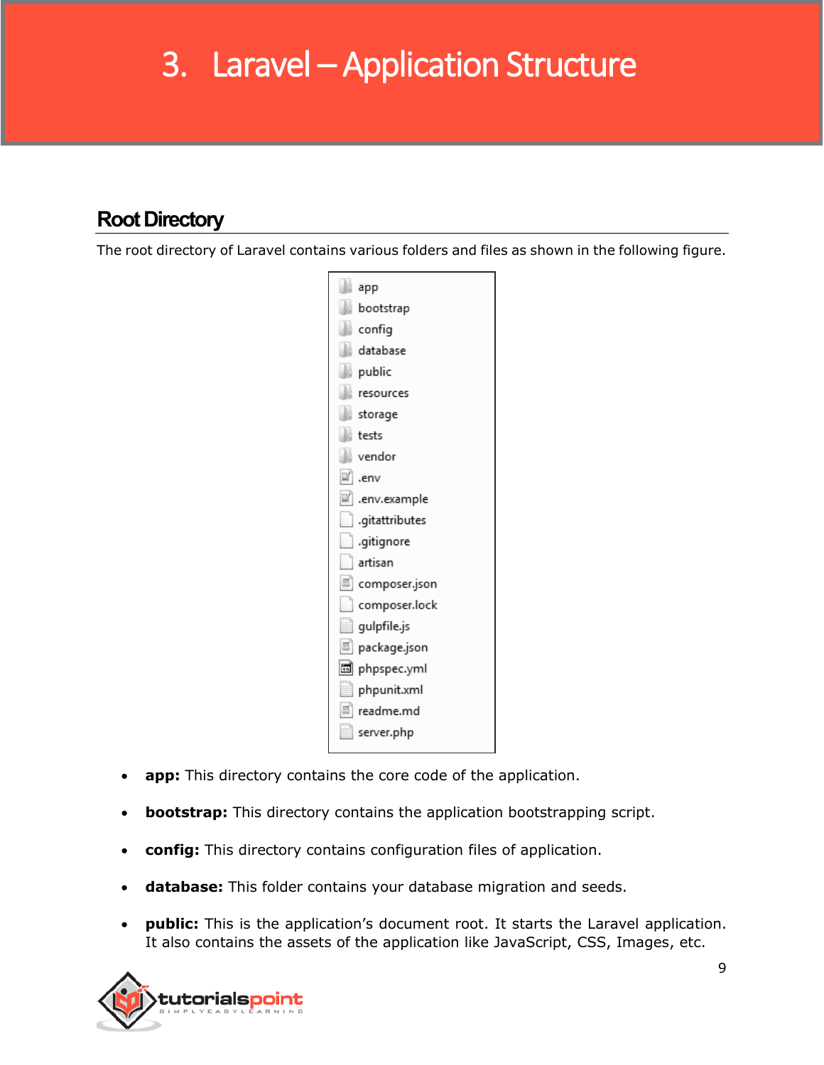# 3. Laravel – Application Structure

## Root Directory

The root directory of Laravel contains various folders and files as shown in the following figure.

```
app
bootstrap
config
database
public
resources
storage
tests
vendor
.env
.env.example
.gitattributes
.gitignore
artisan
composer.json
composer.lock
gulpfile.js
package.json
phpspec.yml
phpunit.xml
readme.md
server.php
```

- **app:** This directory contains the core code of the application.
- **bootstrap:** This directory contains the application bootstrapping script.
- **config:** This directory contains configuration files of application.
- **database:** This folder contains your database migration and seeds.
- **public:** This is the application's document root. It starts the Laravel application. It also contains the assets of the application like JavaScript, CSS, Images, etc.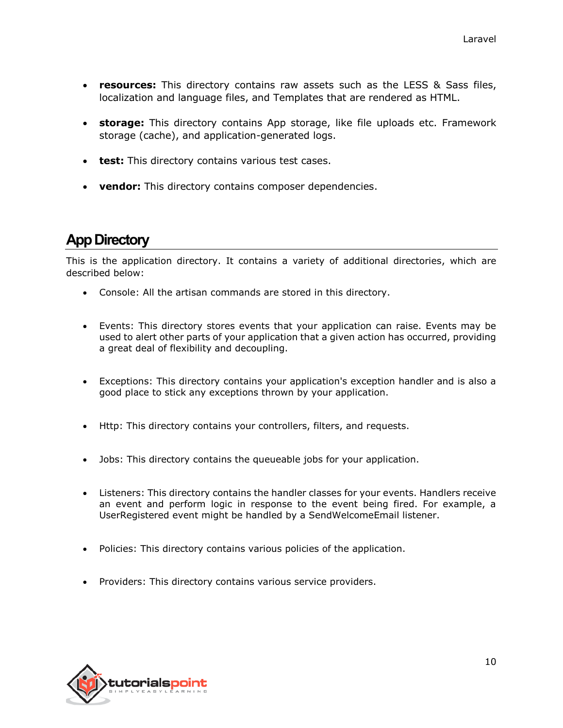- **resources:** This directory contains raw assets such as the LESS & Sass files, localization and language files, and Templates that are rendered as HTML.

- **storage:** This directory contains App storage, like file uploads etc. Framework storage (cache), and application-generated logs.

- **test:** This directory contains various test cases.

- **vendor:** This directory contains composer dependencies.

## App Directory

This is the application directory. It contains a variety of additional directories, which are described below:

- Console: All the artisan commands are stored in this directory.

- Events: This directory stores events that your application can raise. Events may be used to alert other parts of your application that a given action has occurred, providing a great deal of flexibility and decoupling.

- Exceptions: This directory contains your application's exception handler and is also a good place to stick any exceptions thrown by your application.

- Http: This directory contains your controllers, filters, and requests.

- Jobs: This directory contains the queueable jobs for your application.

- Listeners: This directory contains the handler classes for your events. Handlers receive an event and perform logic in response to the event being fired. For example, a UserRegistered event might be handled by a SendWelcomeEmail listener.

- Policies: This directory contains various policies of the application.

- Providers: This directory contains various service providers.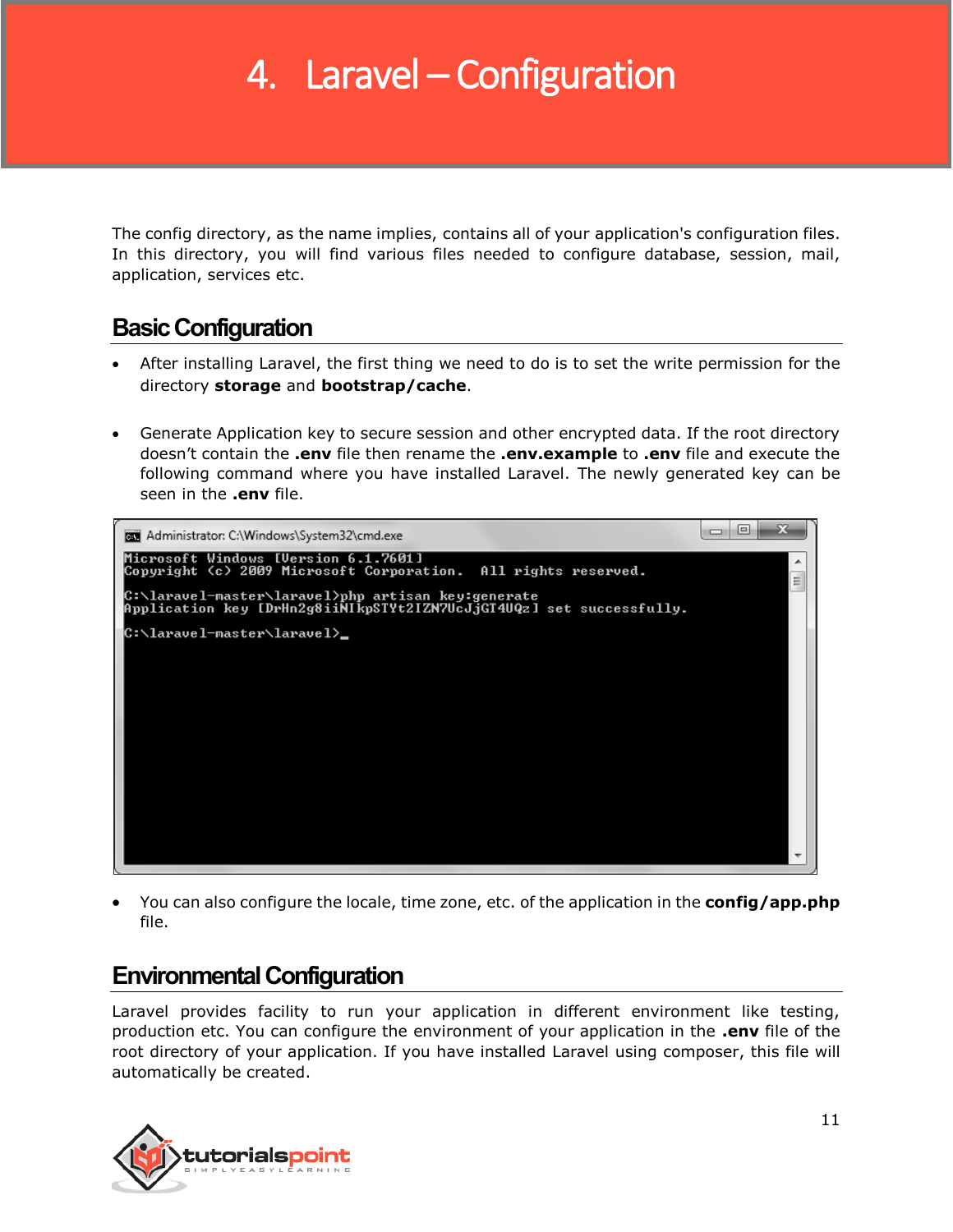# 4. Laravel – Configuration

The config directory, as the name implies, contains all of your application's configuration files. In this directory, you will find various files needed to configure database, session, mail, application, services etc.

## Basic Configuration

- After installing Laravel, the first thing we need to do is to set the write permission for the directory **storage** and **bootstrap/cache**.

- Generate Application key to secure session and other encrypted data. If the root directory doesn't contain the **.env** file then rename the **.env.example** to **.env** file and execute the following command where you have installed Laravel. The newly generated key can be seen in the **.env** file.

```
Administrator: C:\Windows\System32\cmd.exe
Microsoft Windows [Version 6.1.7601]
Copyright (c) 2009 Microsoft Corporation.  All rights reserved.

C:\laravel-master\laravel>php artisan key:generate
Application key [DrHn2g8iiNIkpSTYt2IZN7UcJjGT4UQz] set successfully.

C:\laravel-master\laravel>_
```

- You can also configure the locale, time zone, etc. of the application in the **config/app.php** file.

## Environmental Configuration

Laravel provides facility to run your application in different environment like testing, production etc. You can configure the environment of your application in the **.env** file of the root directory of your application. If you have installed Laravel using composer, this file will automatically be created.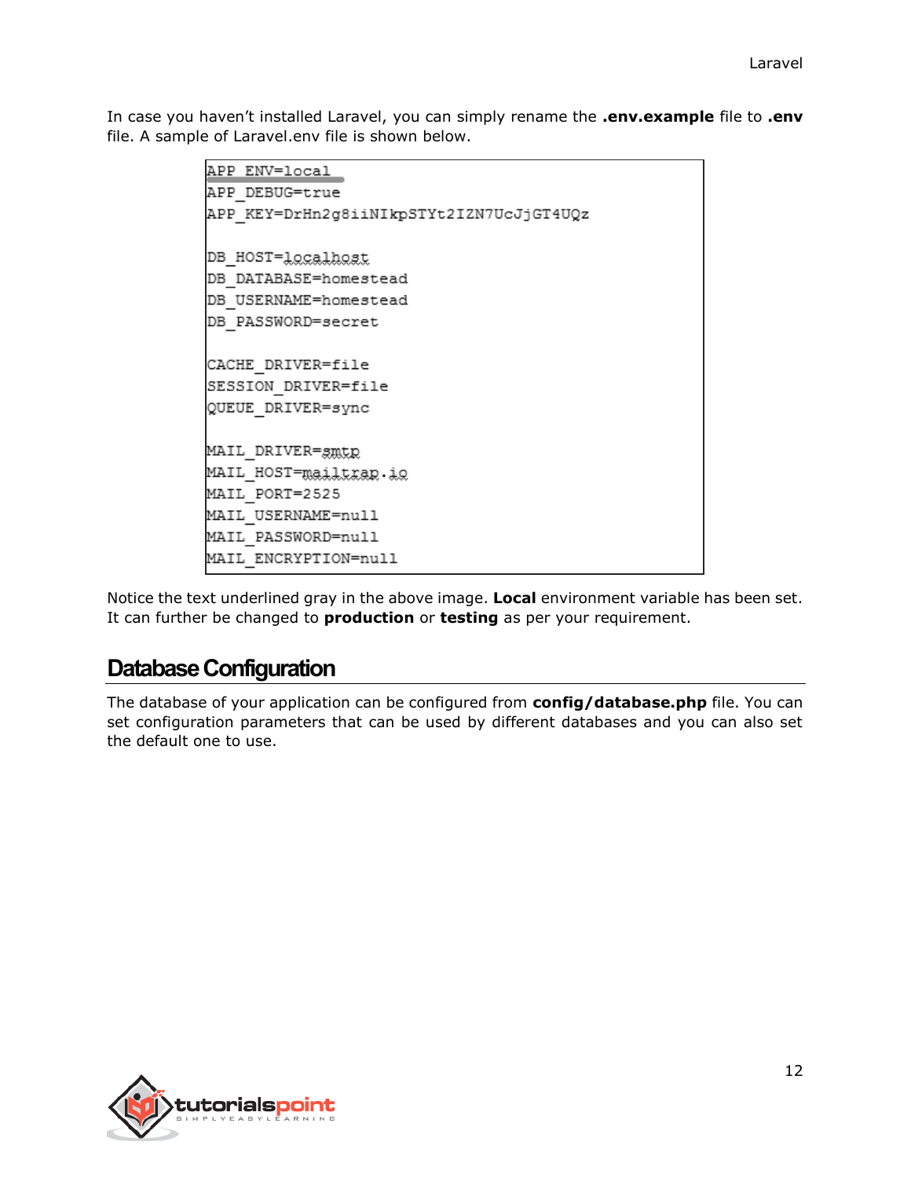In case you haven't installed Laravel, you can simply rename the **.env.example** file to **.env** file. A sample of Laravel.env file is shown below.

```
APP_ENV=local
APP_DEBUG=true
APP_KEY=DrHn2g8iiNIkpSTYt2IZN7UcJjGT4UQz

DB_HOST=localhost
DB_DATABASE=homestead
DB_USERNAME=homestead
DB_PASSWORD=secret

CACHE_DRIVER=file
SESSION_DRIVER=file
QUEUE_DRIVER=sync

MAIL_DRIVER=smtp
MAIL_HOST=mailtrap.io
MAIL_PORT=2525
MAIL_USERNAME=null
MAIL_PASSWORD=null
MAIL_ENCRYPTION=null
```

Notice the text underlined gray in the above image. **Local** environment variable has been set. It can further be changed to **production** or **testing** as per your requirement.

## Database Configuration

The database of your application can be configured from **config/database.php** file. You can set configuration parameters that can be used by different databases and you can also set the default one to use.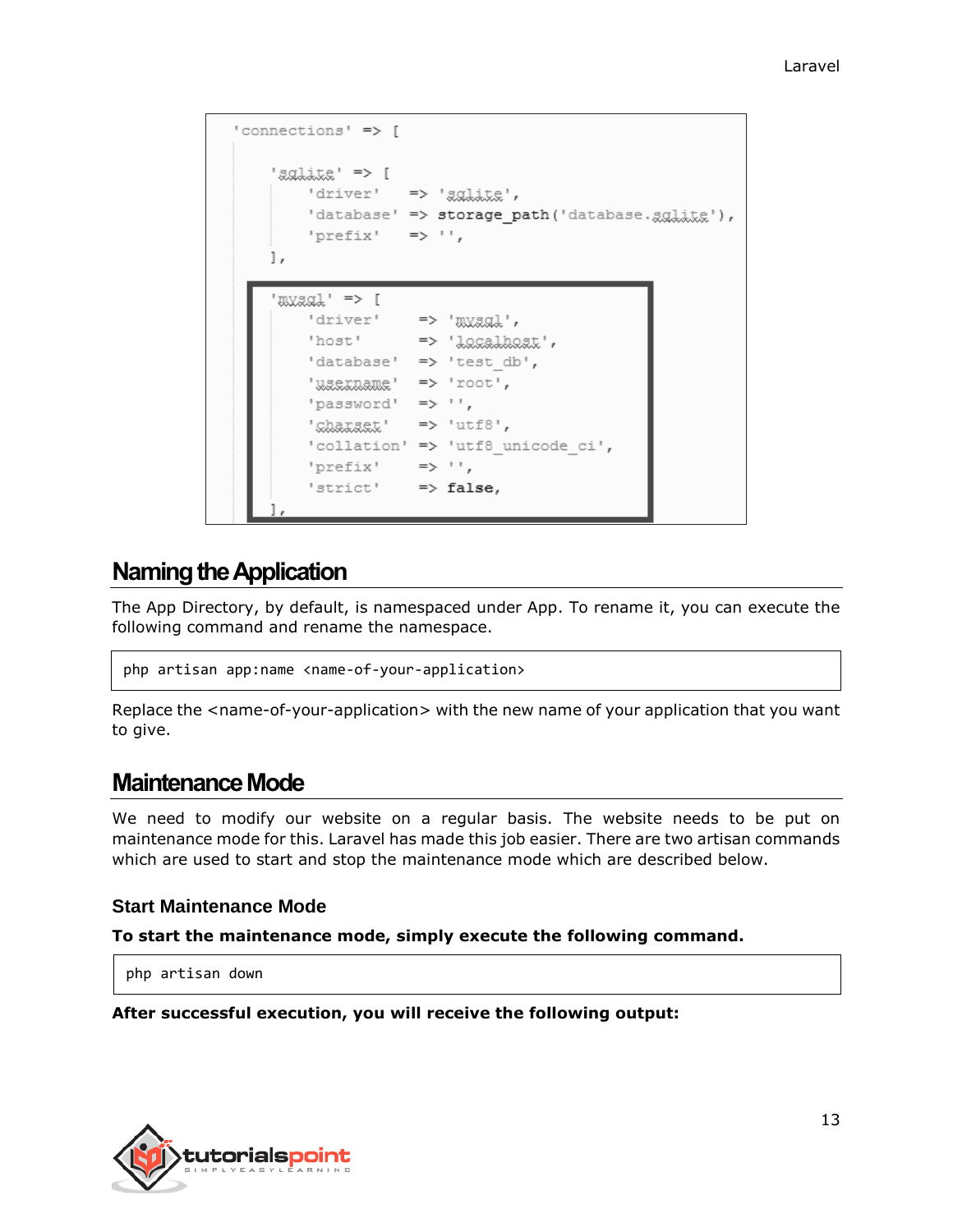```
'connections' => [

    'sqlite' => [
        'driver'   => 'sqlite',
        'database' => storage_path('database.sqlite'),
        'prefix'   => '',
    ],

    'mysql' => [
        'driver'    => 'mysql',
        'host'      => 'localhost',
        'database'  => 'test_db',
        'username'  => 'root',
        'password'  => '',
        'charset'   => 'utf8',
        'collation' => 'utf8_unicode_ci',
        'prefix'    => '',
        'strict'    => false,
    ],
```

## Naming the Application

The App Directory, by default, is namespaced under App. To rename it, you can execute the following command and rename the namespace.

```
php artisan app:name <name-of-your-application>
```

Replace the <name-of-your-application> with the new name of your application that you want to give.

## Maintenance Mode

We need to modify our website on a regular basis. The website needs to be put on maintenance mode for this. Laravel has made this job easier. There are two artisan commands which are used to start and stop the maintenance mode which are described below.

### Start Maintenance Mode

**To start the maintenance mode, simply execute the following command.**

```
php artisan down
```

**After successful execution, you will receive the following output:**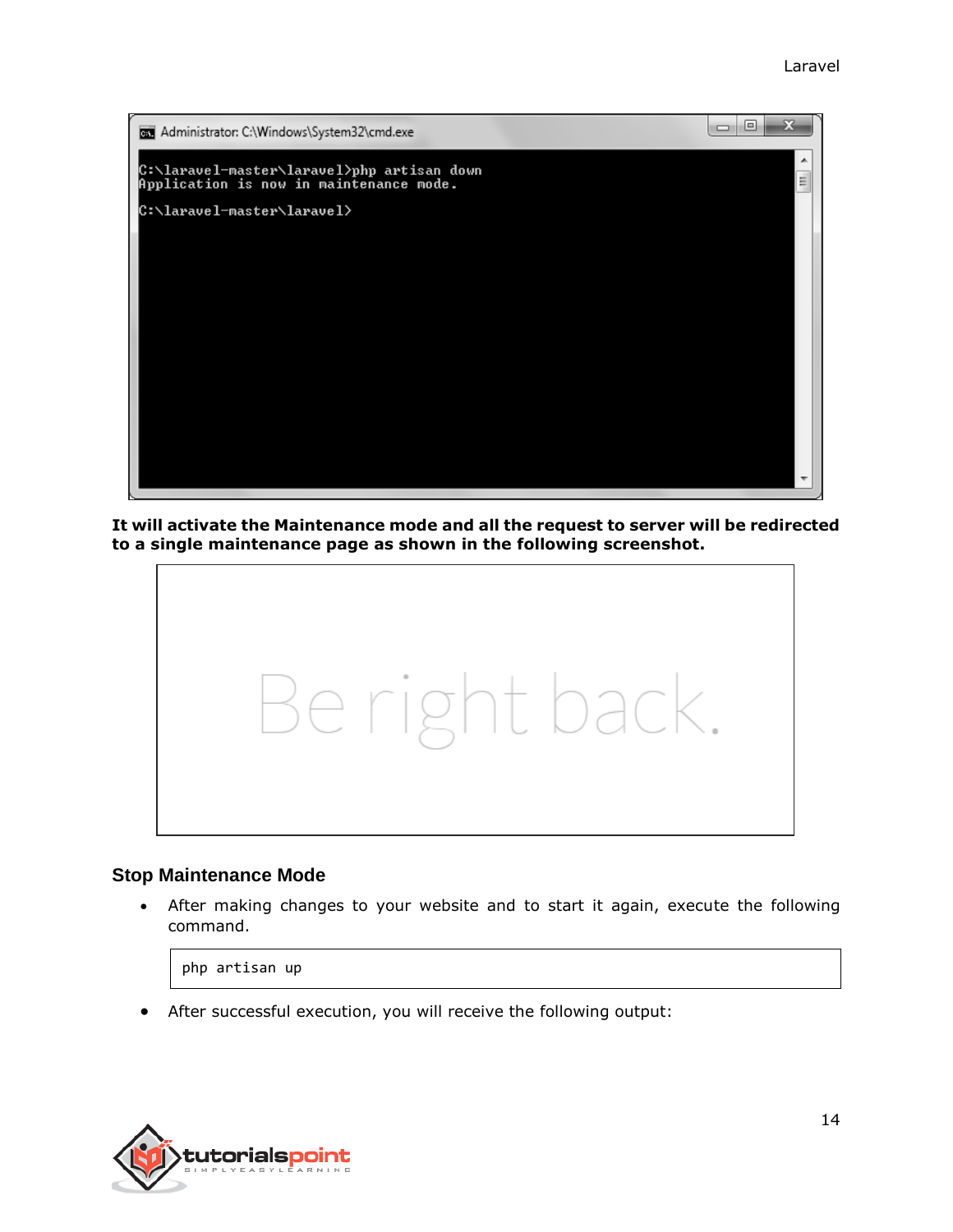```
C:\laravel-master\laravel>php artisan down
Application is now in maintenance mode.

C:\laravel-master\laravel>
```

**It will activate the Maintenance mode and all the request to server will be redirected to a single maintenance page as shown in the following screenshot.**

Be right back.

### Stop Maintenance Mode

- After making changes to your website and to start it again, execute the following command.

```
php artisan up
```

- After successful execution, you will receive the following output: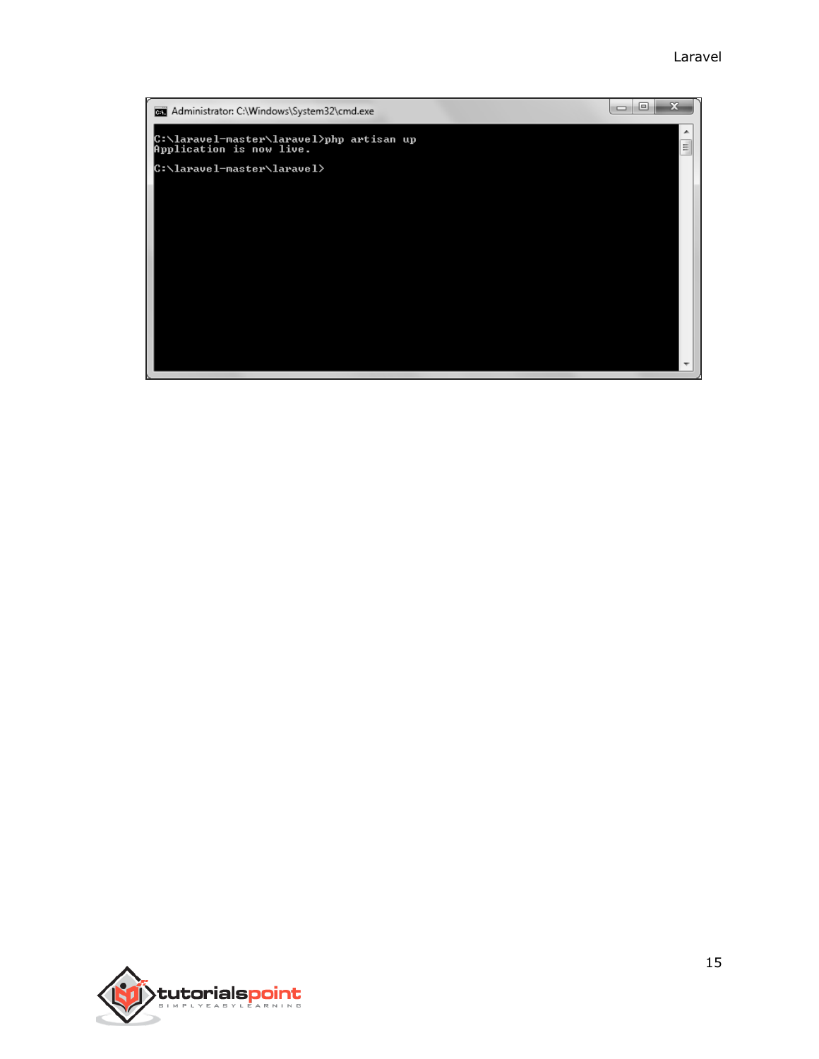```
C:\laravel-master\laravel>php artisan up
Application is now live.

C:\laravel-master\laravel>
```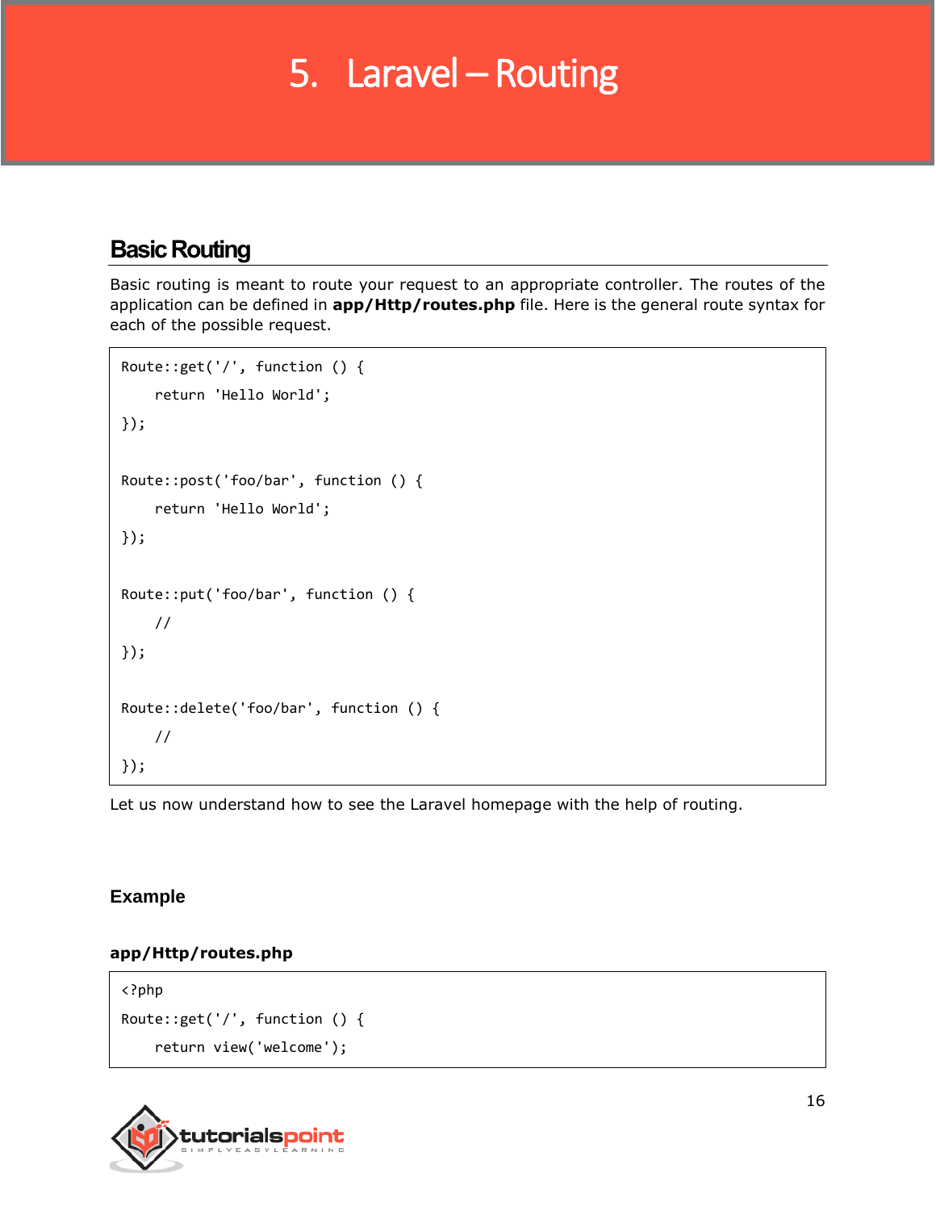# 5. Laravel – Routing

## Basic Routing

Basic routing is meant to route your request to an appropriate controller. The routes of the application can be defined in **app/Http/routes.php** file. Here is the general route syntax for each of the possible request.

```
Route::get('/', function () {
    return 'Hello World';
});

Route::post('foo/bar', function () {
    return 'Hello World';
});

Route::put('foo/bar', function () {
    //
});

Route::delete('foo/bar', function () {
    //
});
```

Let us now understand how to see the Laravel homepage with the help of routing.

### Example

**app/Http/routes.php**

```
<?php
Route::get('/', function () {
    return view('welcome');
```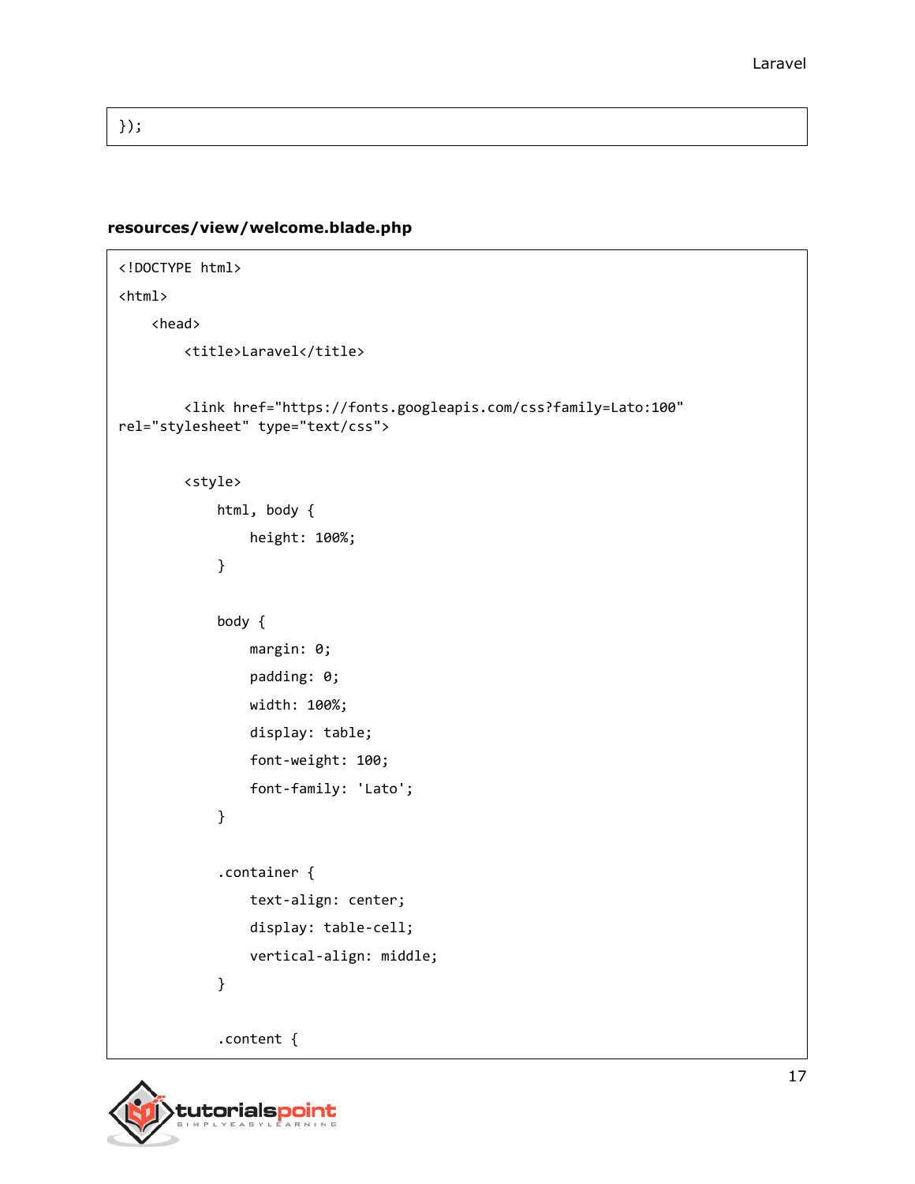```
});
```

**resources/view/welcome.blade.php**

```
<!DOCTYPE html>
<html>
    <head>
        <title>Laravel</title>

        <link href="https://fonts.googleapis.com/css?family=Lato:100"
rel="stylesheet" type="text/css">

        <style>
            html, body {
                height: 100%;
            }

            body {
                margin: 0;
                padding: 0;
                width: 100%;
                display: table;
                font-weight: 100;
                font-family: 'Lato';
            }

            .container {
                text-align: center;
                display: table-cell;
                vertical-align: middle;
            }

            .content {
```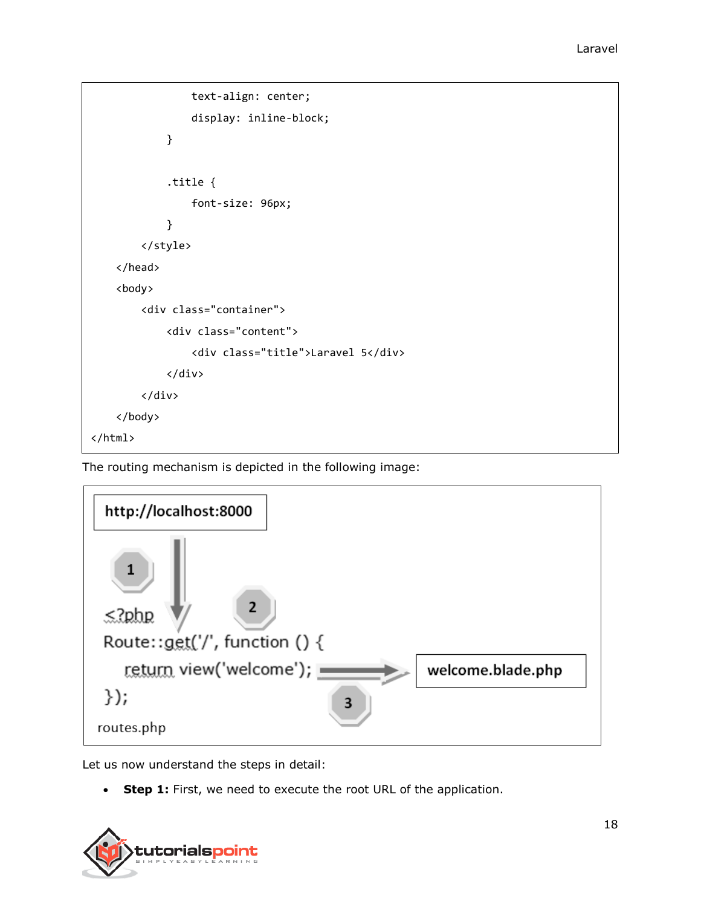```
                text-align: center;
                display: inline-block;
            }

            .title {
                font-size: 96px;
            }
        </style>
    </head>
    <body>
        <div class="container">
            <div class="content">
                <div class="title">Laravel 5</div>
            </div>
        </div>
    </body>
</html>
```

The routing mechanism is depicted in the following image:

```
http://localhost:8000

1

<?php
Route::get('/', function () {           2
    return view('welcome');   ──────►  welcome.blade.php
});                              3

routes.php
```

Let us now understand the steps in detail:

- **Step 1:** First, we need to execute the root URL of the application.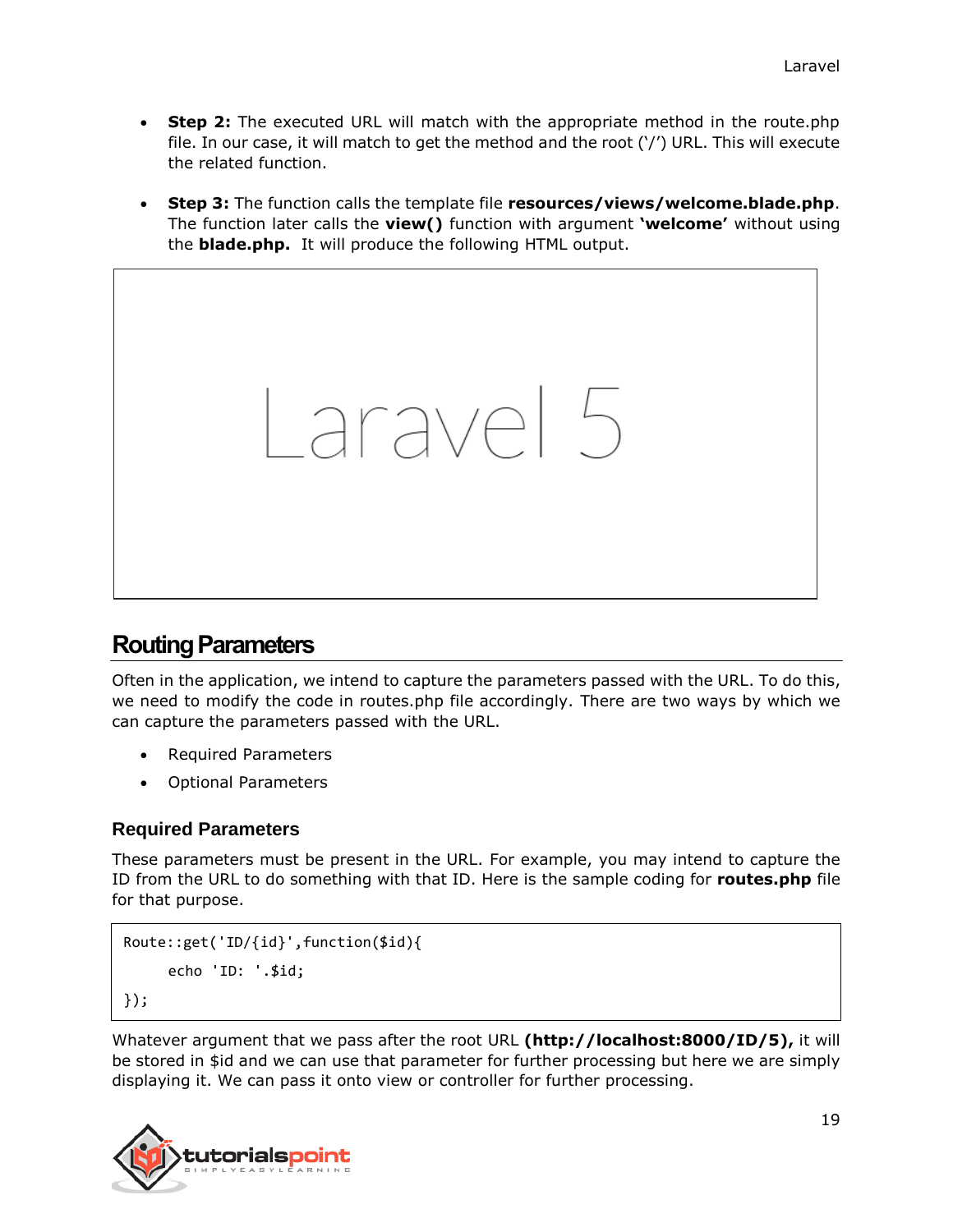- **Step 2:** The executed URL will match with the appropriate method in the route.php file. In our case, it will match to get the method and the root ('/') URL. This will execute the related function.

- **Step 3:** The function calls the template file **resources/views/welcome.blade.php**. The function later calls the **view()** function with argument **'welcome'** without using the **blade.php.** It will produce the following HTML output.

```
Laravel 5
```

## Routing Parameters

Often in the application, we intend to capture the parameters passed with the URL. To do this, we need to modify the code in routes.php file accordingly. There are two ways by which we can capture the parameters passed with the URL.

- Required Parameters
- Optional Parameters

### Required Parameters

These parameters must be present in the URL. For example, you may intend to capture the ID from the URL to do something with that ID. Here is the sample coding for **routes.php** file for that purpose.

```
Route::get('ID/{id}',function($id){
      echo 'ID: '.$id;
});
```

Whatever argument that we pass after the root URL **(http://localhost:8000/ID/5),** it will be stored in $id and we can use that parameter for further processing but here we are simply displaying it. We can pass it onto view or controller for further processing.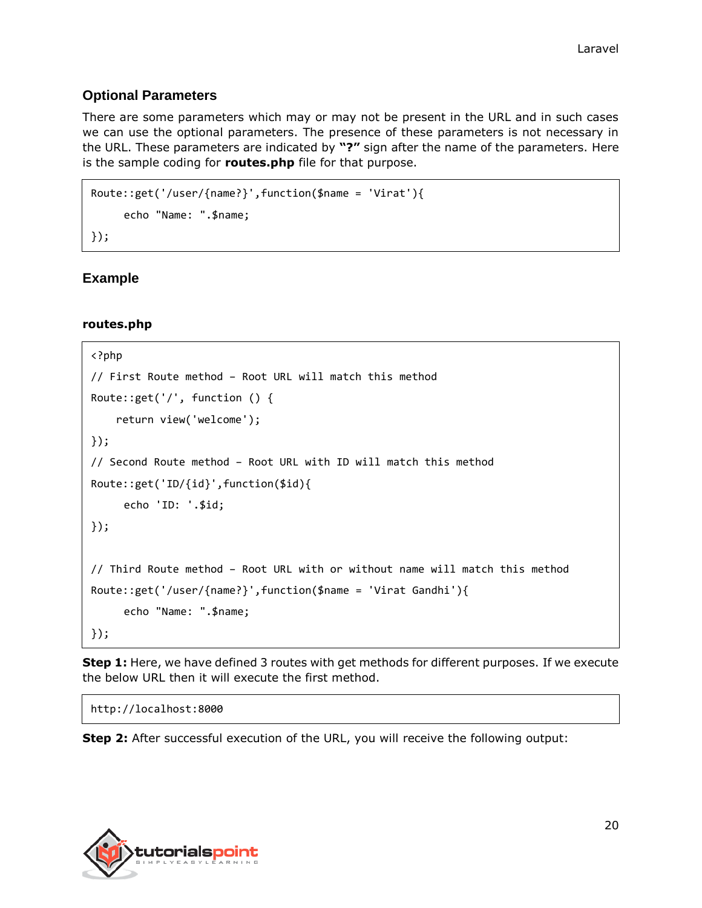### Optional Parameters

There are some parameters which may or may not be present in the URL and in such cases we can use the optional parameters. The presence of these parameters is not necessary in the URL. These parameters are indicated by **"?"** sign after the name of the parameters. Here is the sample coding for **routes.php** file for that purpose.

```
Route::get('/user/{name?}',function($name = 'Virat'){
     echo "Name: ".$name;
});
```

### Example

**routes.php**

```
<?php
// First Route method – Root URL will match this method
Route::get('/', function () {
    return view('welcome');
});
// Second Route method – Root URL with ID will match this method
Route::get('ID/{id}',function($id){
     echo 'ID: '.$id;
});

// Third Route method – Root URL with or without name will match this method
Route::get('/user/{name?}',function($name = 'Virat Gandhi'){
     echo "Name: ".$name;
});
```

**Step 1:** Here, we have defined 3 routes with get methods for different purposes. If we execute the below URL then it will execute the first method.

```
http://localhost:8000
```

**Step 2:** After successful execution of the URL, you will receive the following output: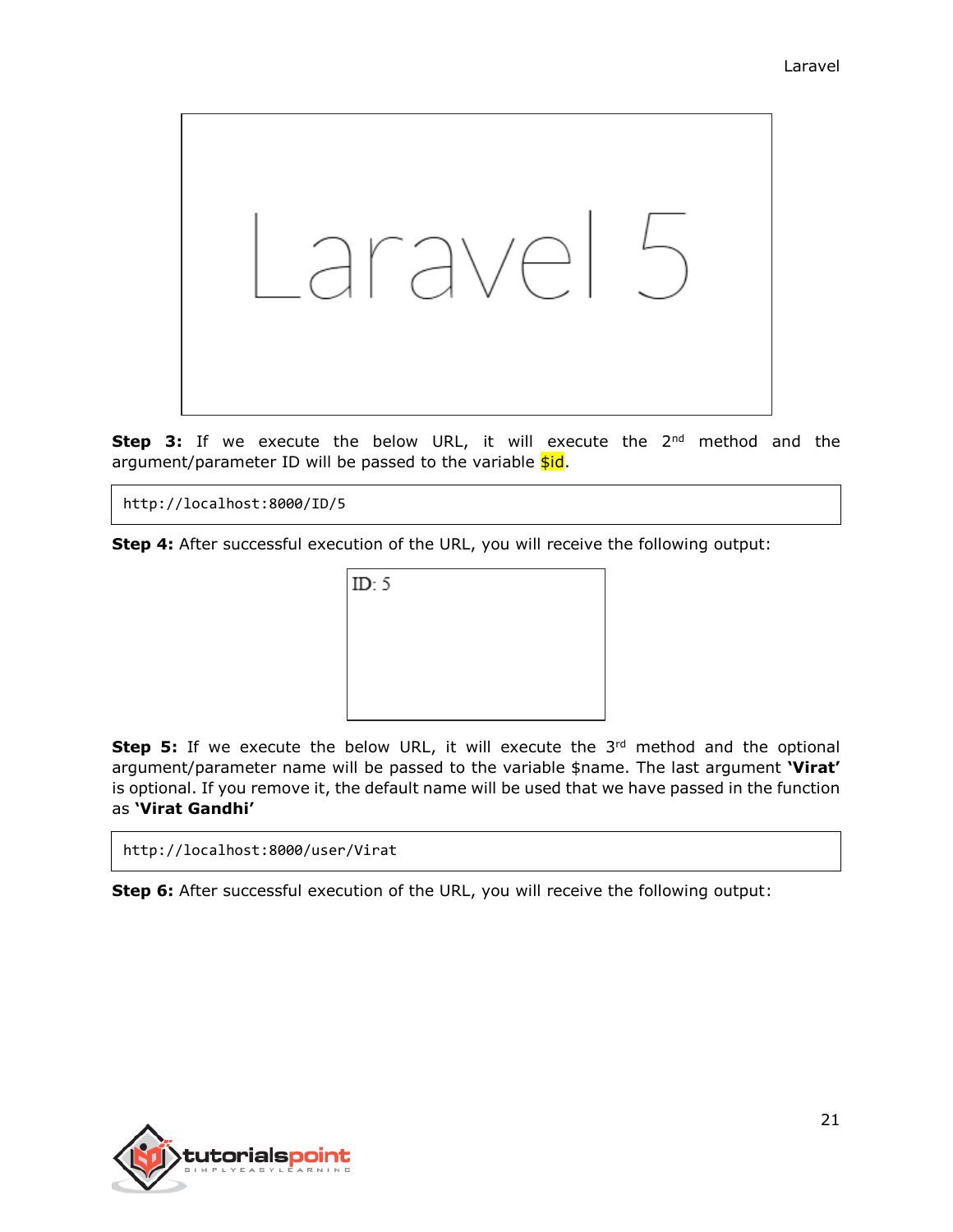**Step 3:** If we execute the below URL, it will execute the 2nd method and the argument/parameter ID will be passed to the variable $id.

```
http://localhost:8000/ID/5
```

**Step 4:** After successful execution of the URL, you will receive the following output:

**Step 5:** If we execute the below URL, it will execute the 3rd method and the optional argument/parameter name will be passed to the variable $name. The last argument **'Virat'** is optional. If you remove it, the default name will be used that we have passed in the function as **'Virat Gandhi'**

```
http://localhost:8000/user/Virat
```

**Step 6:** After successful execution of the URL, you will receive the following output: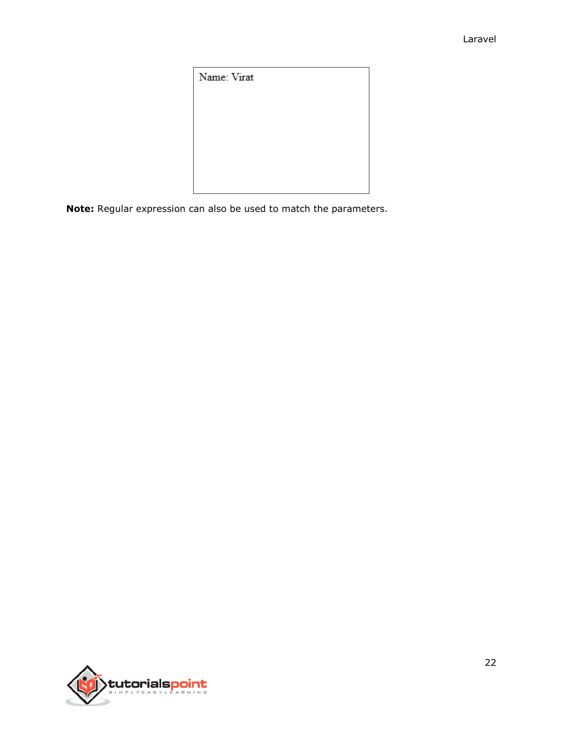Name: Virat

**Note:** Regular expression can also be used to match the parameters.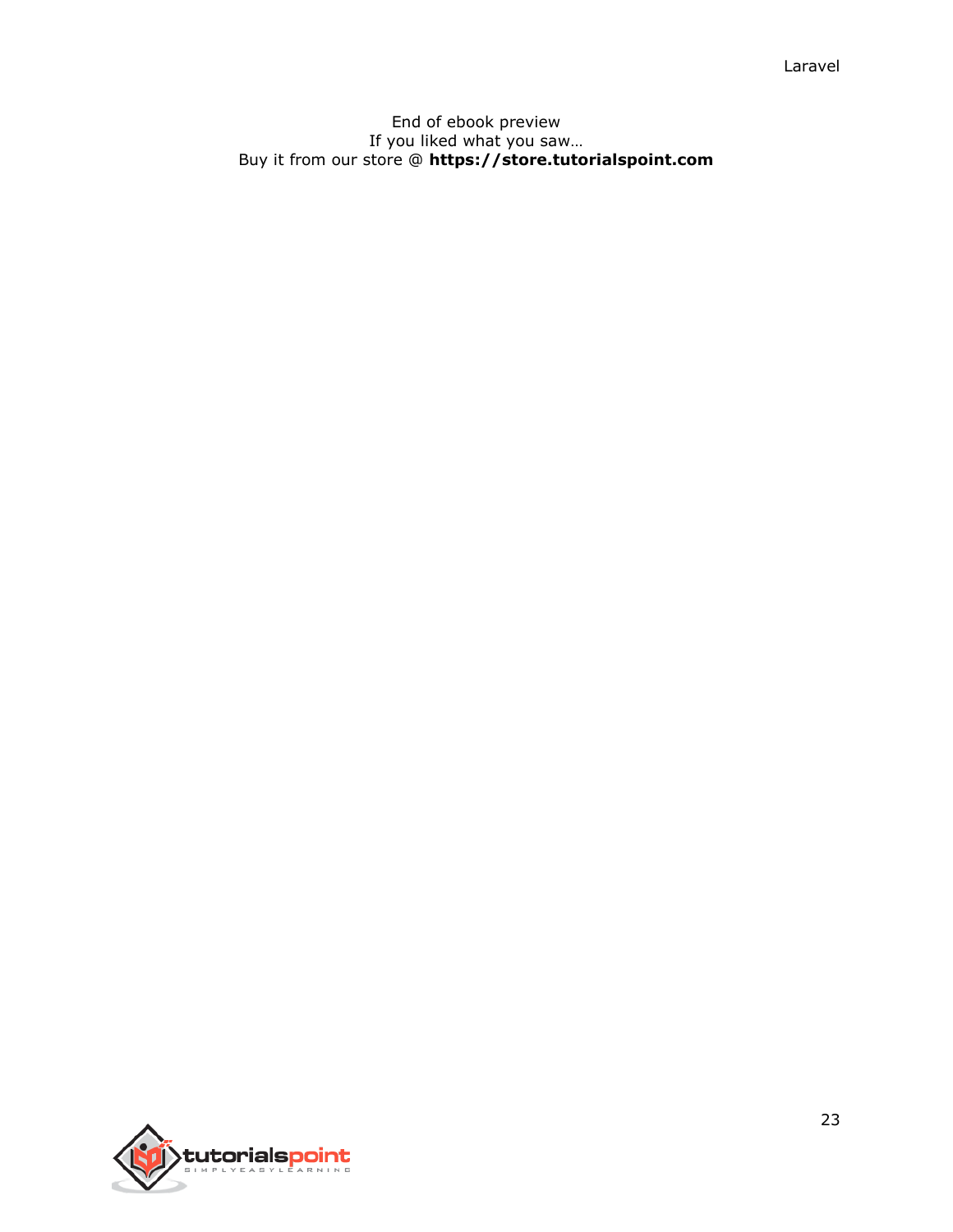End of ebook preview
If you liked what you saw…
Buy it from our store @ **https://store.tutorialspoint.com**